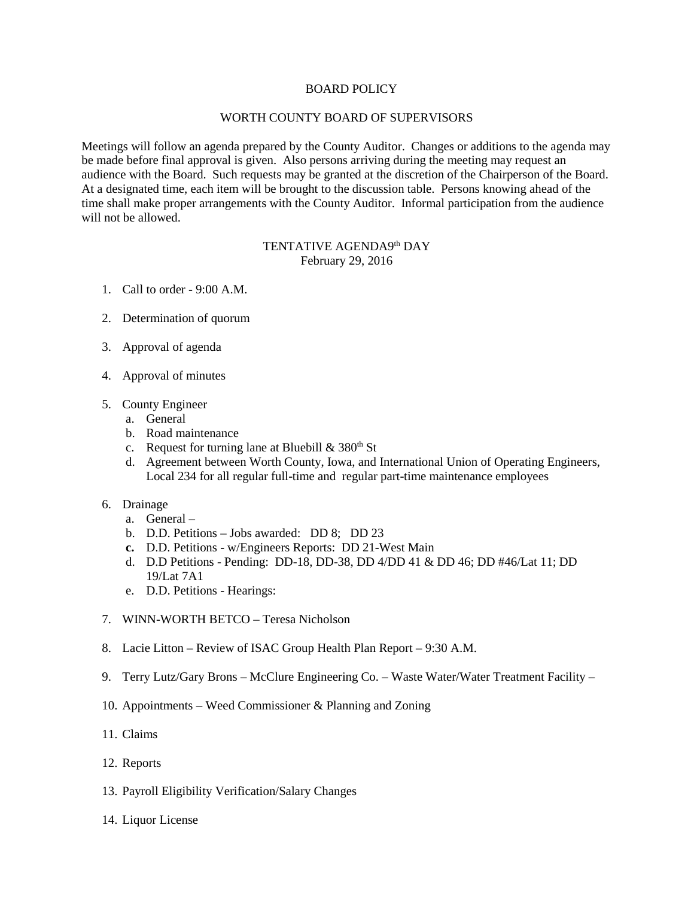# BOARD POLICY

## WORTH COUNTY BOARD OF SUPERVISORS

Meetings will follow an agenda prepared by the County Auditor. Changes or additions to the agenda may be made before final approval is given. Also persons arriving during the meeting may request an audience with the Board. Such requests may be granted at the discretion of the Chairperson of the Board. At a designated time, each item will be brought to the discussion table. Persons knowing ahead of the time shall make proper arrangements with the County Auditor. Informal participation from the audience will not be allowed.

TENTATIVE AGENDA9th DAY
February 29, 2016

1. Call to order - 9:00 A.M.

2. Determination of quorum

3. Approval of agenda

4. Approval of minutes

5. County Engineer
   a. General
   b. Road maintenance
   c. Request for turning lane at Bluebill & 380th St
   d. Agreement between Worth County, Iowa, and International Union of Operating Engineers, Local 234 for all regular full-time and regular part-time maintenance employees

6. Drainage
   a. General –
   b. D.D. Petitions – Jobs awarded: DD 8; DD 23
   **c.** D.D. Petitions - w/Engineers Reports: DD 21-West Main
   d. D.D Petitions - Pending: DD-18, DD-38, DD 4/DD 41 & DD 46; DD #46/Lat 11; DD 19/Lat 7A1
   e. D.D. Petitions - Hearings:

7. WINN-WORTH BETCO – Teresa Nicholson

8. Lacie Litton – Review of ISAC Group Health Plan Report – 9:30 A.M.

9. Terry Lutz/Gary Brons – McClure Engineering Co. – Waste Water/Water Treatment Facility –

10. Appointments – Weed Commissioner & Planning and Zoning

11. Claims

12. Reports

13. Payroll Eligibility Verification/Salary Changes

14. Liquor License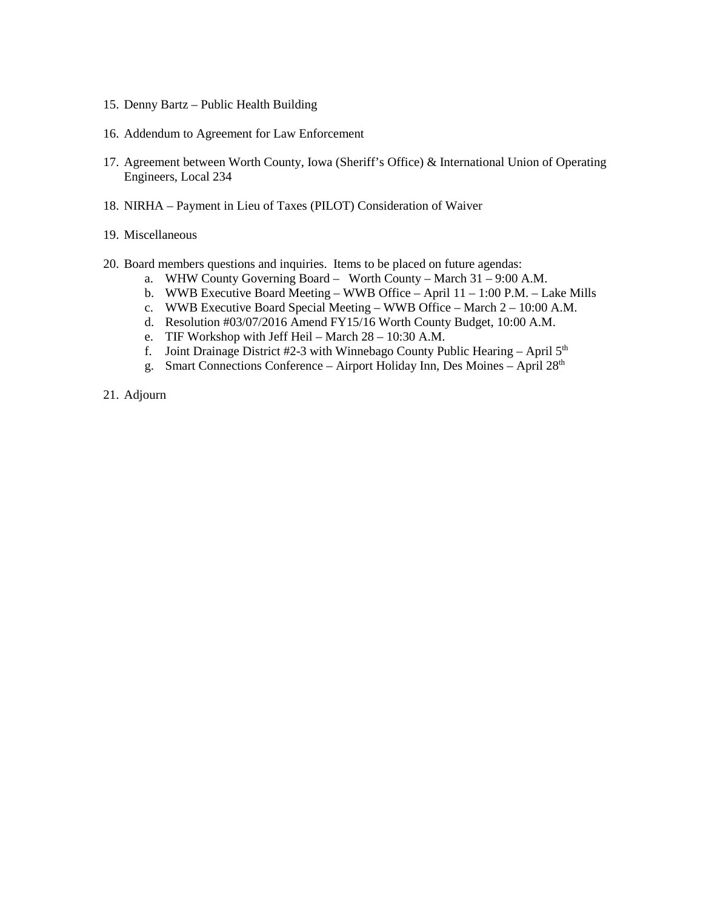15. Denny Bartz – Public Health Building

16. Addendum to Agreement for Law Enforcement

17. Agreement between Worth County, Iowa (Sheriff's Office) & International Union of Operating Engineers, Local 234

18. NIRHA – Payment in Lieu of Taxes (PILOT) Consideration of Waiver

19. Miscellaneous

20. Board members questions and inquiries. Items to be placed on future agendas:
    a. WHW County Governing Board – Worth County – March 31 – 9:00 A.M.
    b. WWB Executive Board Meeting – WWB Office – April 11 – 1:00 P.M. – Lake Mills
    c. WWB Executive Board Special Meeting – WWB Office – March 2 – 10:00 A.M.
    d. Resolution #03/07/2016 Amend FY15/16 Worth County Budget, 10:00 A.M.
    e. TIF Workshop with Jeff Heil – March 28 – 10:30 A.M.
    f. Joint Drainage District #2-3 with Winnebago County Public Hearing – April 5th
    g. Smart Connections Conference – Airport Holiday Inn, Des Moines – April 28th

21. Adjourn